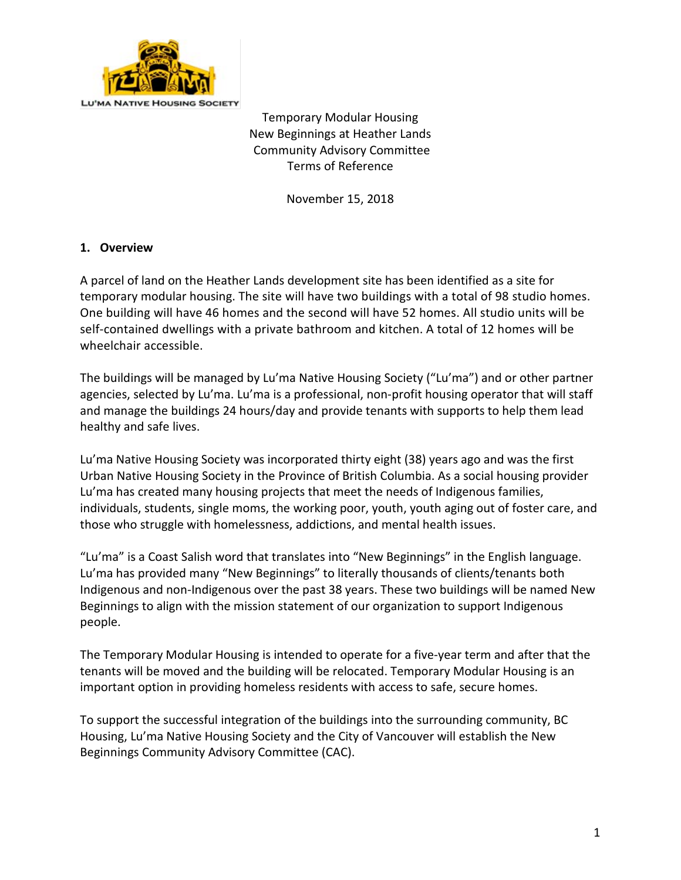LU'MA NATIVE HOUSING SOCIETY

Temporary Modular Housing
New Beginnings at Heather Lands
Community Advisory Committee
Terms of Reference

November 15, 2018

## 1. Overview

A parcel of land on the Heather Lands development site has been identified as a site for temporary modular housing. The site will have two buildings with a total of 98 studio homes. One building will have 46 homes and the second will have 52 homes. All studio units will be self-contained dwellings with a private bathroom and kitchen. A total of 12 homes will be wheelchair accessible.

The buildings will be managed by Lu'ma Native Housing Society ("Lu'ma") and or other partner agencies, selected by Lu'ma. Lu'ma is a professional, non-profit housing operator that will staff and manage the buildings 24 hours/day and provide tenants with supports to help them lead healthy and safe lives.

Lu'ma Native Housing Society was incorporated thirty eight (38) years ago and was the first Urban Native Housing Society in the Province of British Columbia. As a social housing provider Lu'ma has created many housing projects that meet the needs of Indigenous families, individuals, students, single moms, the working poor, youth, youth aging out of foster care, and those who struggle with homelessness, addictions, and mental health issues.

"Lu'ma" is a Coast Salish word that translates into "New Beginnings" in the English language. Lu'ma has provided many "New Beginnings" to literally thousands of clients/tenants both Indigenous and non-Indigenous over the past 38 years. These two buildings will be named New Beginnings to align with the mission statement of our organization to support Indigenous people.

The Temporary Modular Housing is intended to operate for a five-year term and after that the tenants will be moved and the building will be relocated. Temporary Modular Housing is an important option in providing homeless residents with access to safe, secure homes.

To support the successful integration of the buildings into the surrounding community, BC Housing, Lu'ma Native Housing Society and the City of Vancouver will establish the New Beginnings Community Advisory Committee (CAC).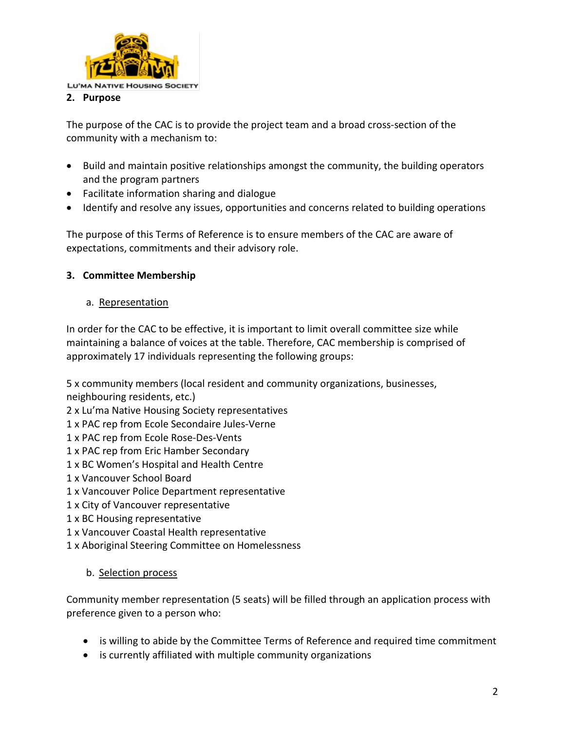## 2. Purpose

The purpose of the CAC is to provide the project team and a broad cross-section of the community with a mechanism to:

- Build and maintain positive relationships amongst the community, the building operators and the program partners
- Facilitate information sharing and dialogue
- Identify and resolve any issues, opportunities and concerns related to building operations

The purpose of this Terms of Reference is to ensure members of the CAC are aware of expectations, commitments and their advisory role.

## 3. Committee Membership

### a. Representation

In order for the CAC to be effective, it is important to limit overall committee size while maintaining a balance of voices at the table. Therefore, CAC membership is comprised of approximately 17 individuals representing the following groups:

5 x community members (local resident and community organizations, businesses, neighbouring residents, etc.)
2 x Lu'ma Native Housing Society representatives
1 x PAC rep from Ecole Secondaire Jules-Verne
1 x PAC rep from Ecole Rose-Des-Vents
1 x PAC rep from Eric Hamber Secondary
1 x BC Women's Hospital and Health Centre
1 x Vancouver School Board
1 x Vancouver Police Department representative
1 x City of Vancouver representative
1 x BC Housing representative
1 x Vancouver Coastal Health representative
1 x Aboriginal Steering Committee on Homelessness

### b. Selection process

Community member representation (5 seats) will be filled through an application process with preference given to a person who:

- is willing to abide by the Committee Terms of Reference and required time commitment
- is currently affiliated with multiple community organizations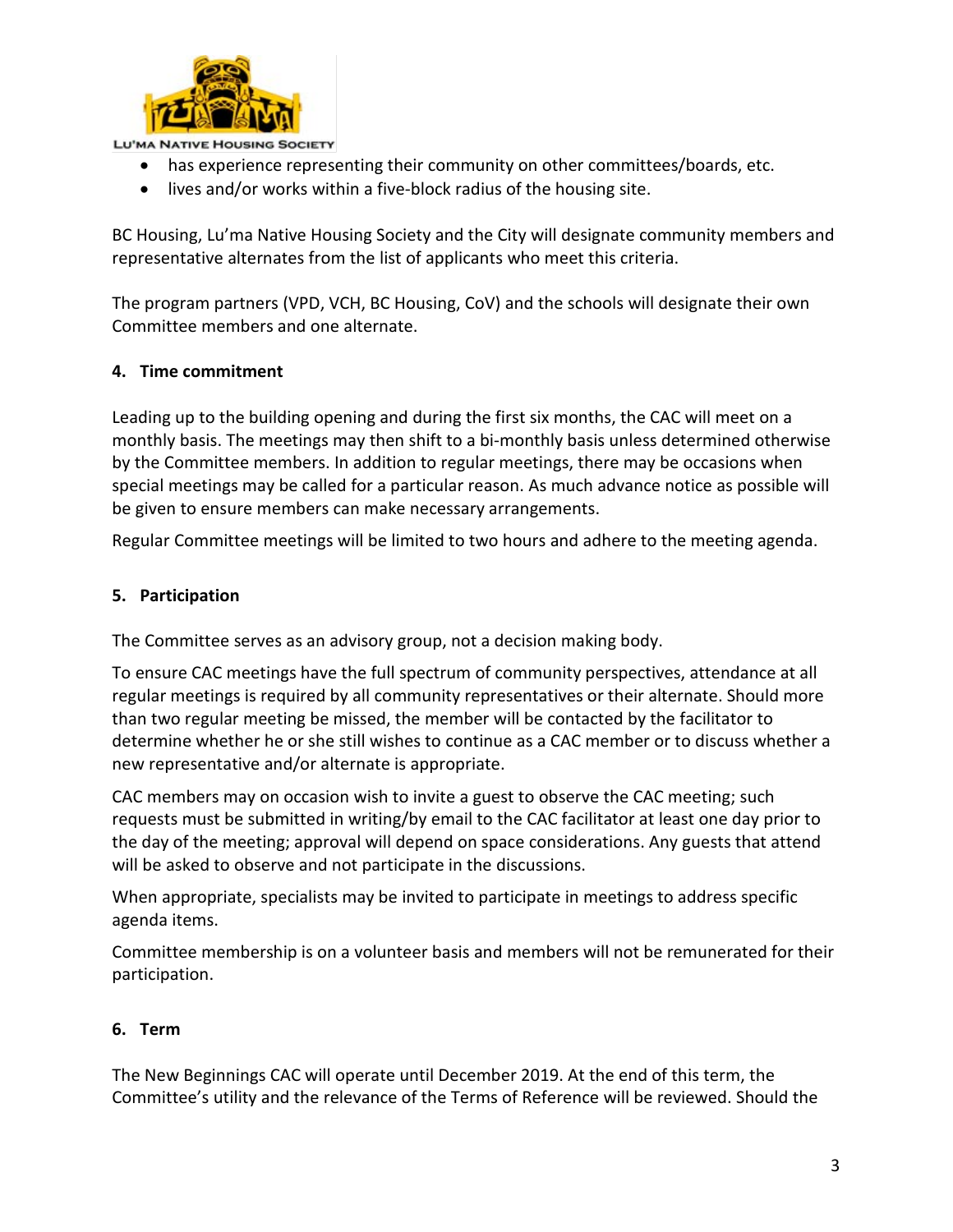- has experience representing their community on other committees/boards, etc.
- lives and/or works within a five-block radius of the housing site.

BC Housing, Lu'ma Native Housing Society and the City will designate community members and representative alternates from the list of applicants who meet this criteria.

The program partners (VPD, VCH, BC Housing, CoV) and the schools will designate their own Committee members and one alternate.

### 4. Time commitment

Leading up to the building opening and during the first six months, the CAC will meet on a monthly basis. The meetings may then shift to a bi-monthly basis unless determined otherwise by the Committee members. In addition to regular meetings, there may be occasions when special meetings may be called for a particular reason. As much advance notice as possible will be given to ensure members can make necessary arrangements.

Regular Committee meetings will be limited to two hours and adhere to the meeting agenda.

### 5. Participation

The Committee serves as an advisory group, not a decision making body.

To ensure CAC meetings have the full spectrum of community perspectives, attendance at all regular meetings is required by all community representatives or their alternate. Should more than two regular meeting be missed, the member will be contacted by the facilitator to determine whether he or she still wishes to continue as a CAC member or to discuss whether a new representative and/or alternate is appropriate.

CAC members may on occasion wish to invite a guest to observe the CAC meeting; such requests must be submitted in writing/by email to the CAC facilitator at least one day prior to the day of the meeting; approval will depend on space considerations. Any guests that attend will be asked to observe and not participate in the discussions.

When appropriate, specialists may be invited to participate in meetings to address specific agenda items.

Committee membership is on a volunteer basis and members will not be remunerated for their participation.

### 6. Term

The New Beginnings CAC will operate until December 2019. At the end of this term, the Committee's utility and the relevance of the Terms of Reference will be reviewed. Should the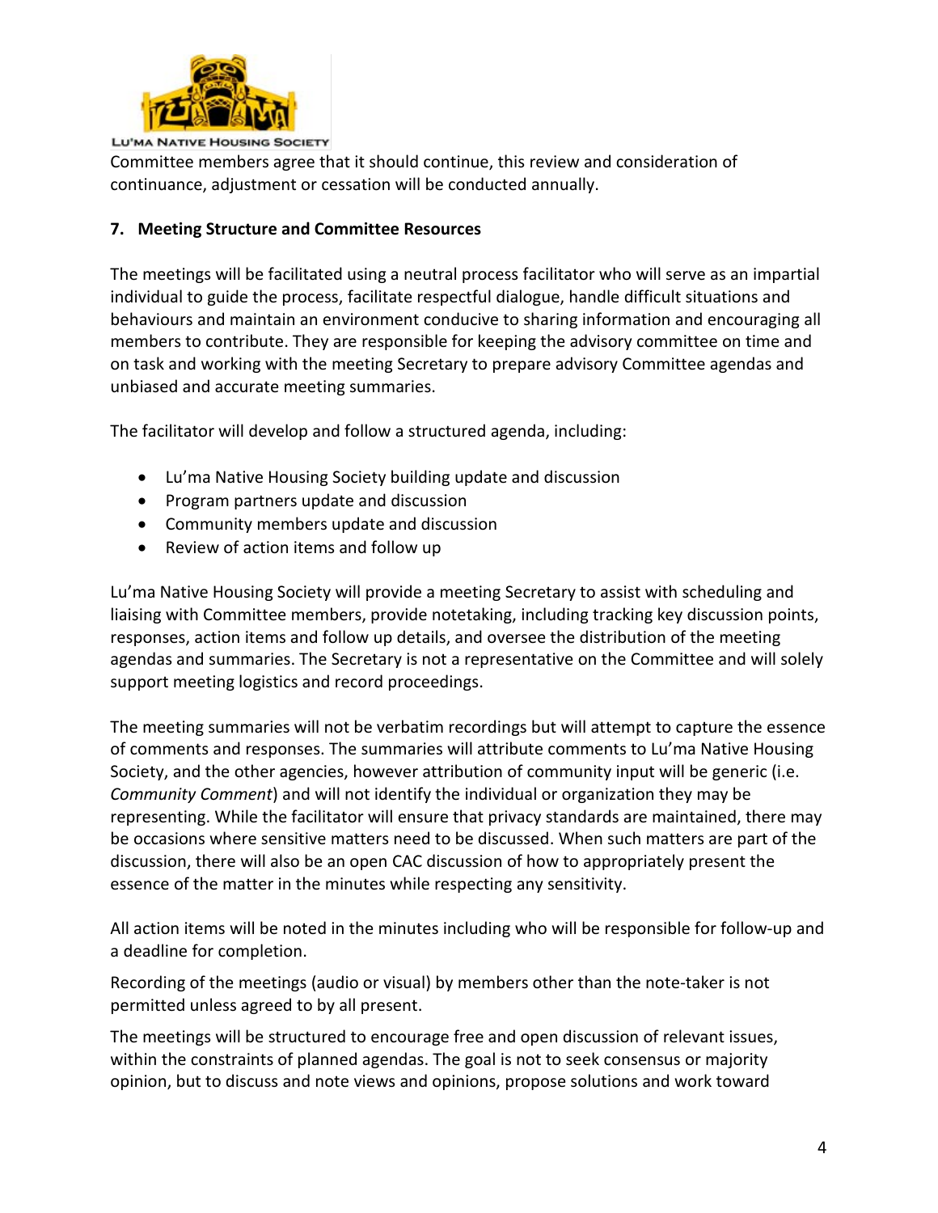Committee members agree that it should continue, this review and consideration of continuance, adjustment or cessation will be conducted annually.

## 7. Meeting Structure and Committee Resources

The meetings will be facilitated using a neutral process facilitator who will serve as an impartial individual to guide the process, facilitate respectful dialogue, handle difficult situations and behaviours and maintain an environment conducive to sharing information and encouraging all members to contribute. They are responsible for keeping the advisory committee on time and on task and working with the meeting Secretary to prepare advisory Committee agendas and unbiased and accurate meeting summaries.

The facilitator will develop and follow a structured agenda, including:

- Lu'ma Native Housing Society building update and discussion
- Program partners update and discussion
- Community members update and discussion
- Review of action items and follow up

Lu'ma Native Housing Society will provide a meeting Secretary to assist with scheduling and liaising with Committee members, provide notetaking, including tracking key discussion points, responses, action items and follow up details, and oversee the distribution of the meeting agendas and summaries. The Secretary is not a representative on the Committee and will solely support meeting logistics and record proceedings.

The meeting summaries will not be verbatim recordings but will attempt to capture the essence of comments and responses. The summaries will attribute comments to Lu'ma Native Housing Society, and the other agencies, however attribution of community input will be generic (i.e. *Community Comment*) and will not identify the individual or organization they may be representing. While the facilitator will ensure that privacy standards are maintained, there may be occasions where sensitive matters need to be discussed. When such matters are part of the discussion, there will also be an open CAC discussion of how to appropriately present the essence of the matter in the minutes while respecting any sensitivity.

All action items will be noted in the minutes including who will be responsible for follow-up and a deadline for completion.

Recording of the meetings (audio or visual) by members other than the note-taker is not permitted unless agreed to by all present.

The meetings will be structured to encourage free and open discussion of relevant issues, within the constraints of planned agendas. The goal is not to seek consensus or majority opinion, but to discuss and note views and opinions, propose solutions and work toward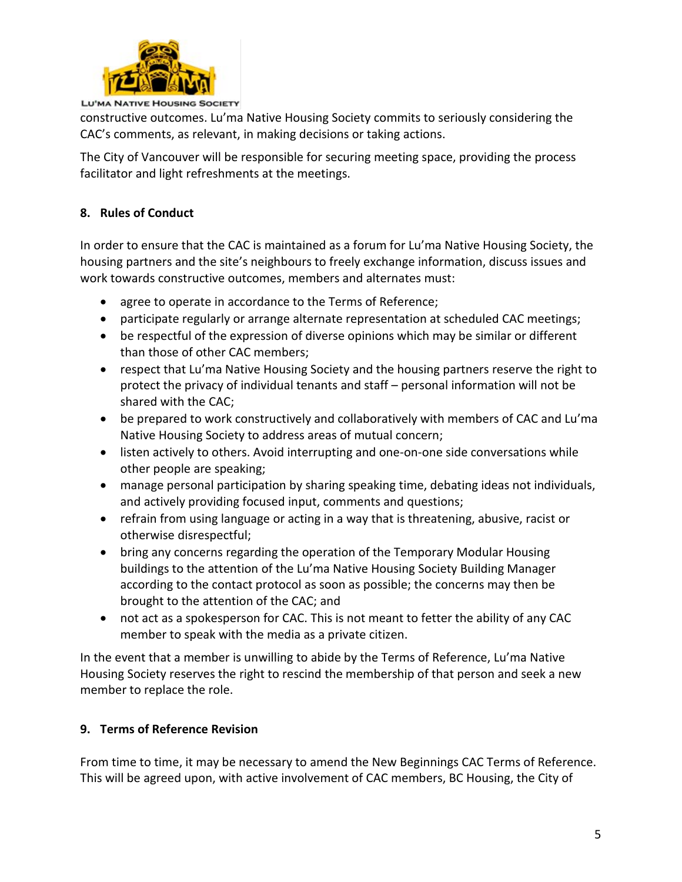constructive outcomes. Lu'ma Native Housing Society commits to seriously considering the CAC's comments, as relevant, in making decisions or taking actions.

The City of Vancouver will be responsible for securing meeting space, providing the process facilitator and light refreshments at the meetings.

## 8. Rules of Conduct

In order to ensure that the CAC is maintained as a forum for Lu'ma Native Housing Society, the housing partners and the site's neighbours to freely exchange information, discuss issues and work towards constructive outcomes, members and alternates must:

- agree to operate in accordance to the Terms of Reference;
- participate regularly or arrange alternate representation at scheduled CAC meetings;
- be respectful of the expression of diverse opinions which may be similar or different than those of other CAC members;
- respect that Lu'ma Native Housing Society and the housing partners reserve the right to protect the privacy of individual tenants and staff – personal information will not be shared with the CAC;
- be prepared to work constructively and collaboratively with members of CAC and Lu'ma Native Housing Society to address areas of mutual concern;
- listen actively to others. Avoid interrupting and one-on-one side conversations while other people are speaking;
- manage personal participation by sharing speaking time, debating ideas not individuals, and actively providing focused input, comments and questions;
- refrain from using language or acting in a way that is threatening, abusive, racist or otherwise disrespectful;
- bring any concerns regarding the operation of the Temporary Modular Housing buildings to the attention of the Lu'ma Native Housing Society Building Manager according to the contact protocol as soon as possible; the concerns may then be brought to the attention of the CAC; and
- not act as a spokesperson for CAC. This is not meant to fetter the ability of any CAC member to speak with the media as a private citizen.

In the event that a member is unwilling to abide by the Terms of Reference, Lu'ma Native Housing Society reserves the right to rescind the membership of that person and seek a new member to replace the role.

## 9. Terms of Reference Revision

From time to time, it may be necessary to amend the New Beginnings CAC Terms of Reference. This will be agreed upon, with active involvement of CAC members, BC Housing, the City of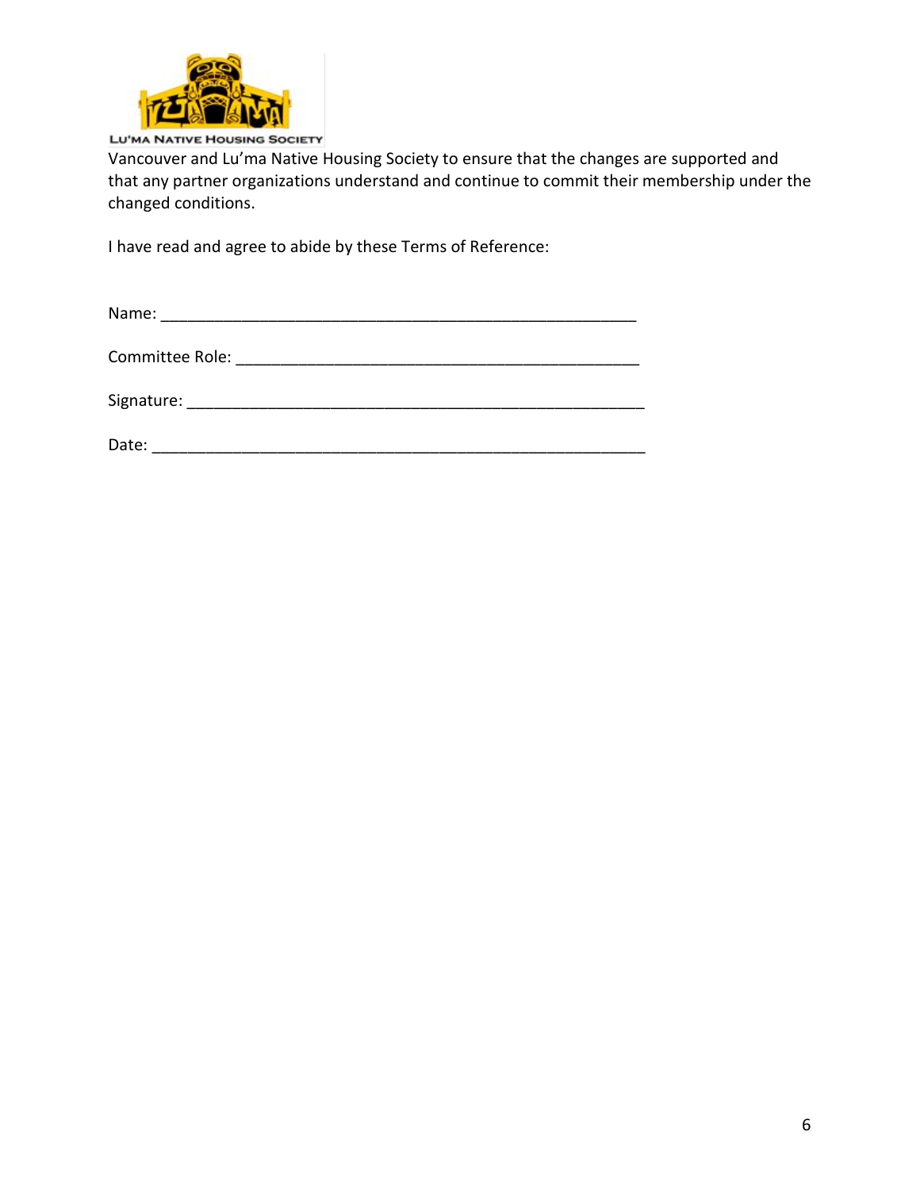LU'MA NATIVE HOUSING SOCIETY

Vancouver and Lu'ma Native Housing Society to ensure that the changes are supported and that any partner organizations understand and continue to commit their membership under the changed conditions.

I have read and agree to abide by these Terms of Reference:

Name: ___________________________________________________

Committee Role: __________________________________________

Signature: ________________________________________________

Date: ____________________________________________________